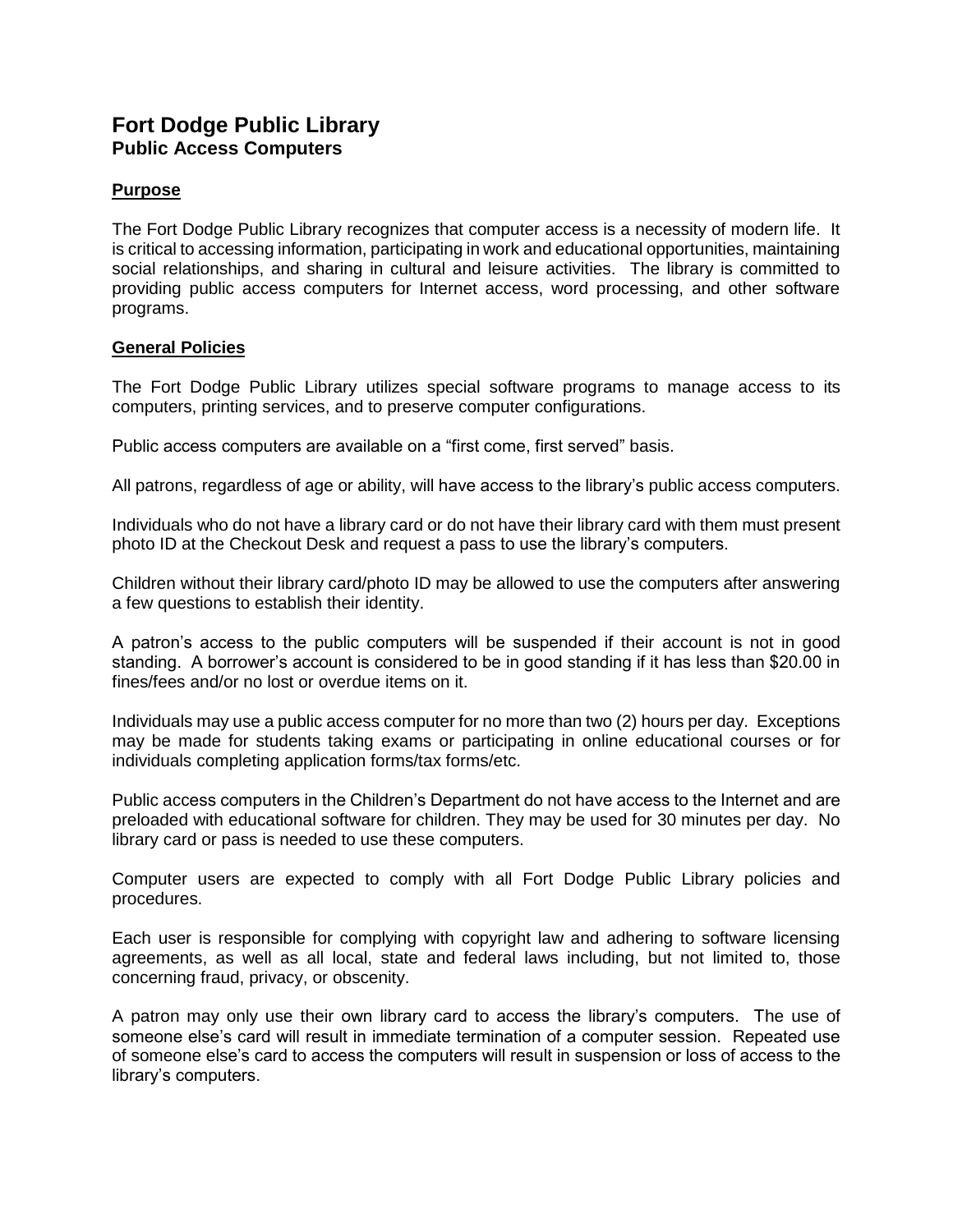# Fort Dodge Public Library

## Public Access Computers

### Purpose

The Fort Dodge Public Library recognizes that computer access is a necessity of modern life. It is critical to accessing information, participating in work and educational opportunities, maintaining social relationships, and sharing in cultural and leisure activities. The library is committed to providing public access computers for Internet access, word processing, and other software programs.

### General Policies

The Fort Dodge Public Library utilizes special software programs to manage access to its computers, printing services, and to preserve computer configurations.

Public access computers are available on a "first come, first served" basis.

All patrons, regardless of age or ability, will have access to the library's public access computers.

Individuals who do not have a library card or do not have their library card with them must present photo ID at the Checkout Desk and request a pass to use the library's computers.

Children without their library card/photo ID may be allowed to use the computers after answering a few questions to establish their identity.

A patron's access to the public computers will be suspended if their account is not in good standing. A borrower's account is considered to be in good standing if it has less than $20.00 in fines/fees and/or no lost or overdue items on it.

Individuals may use a public access computer for no more than two (2) hours per day. Exceptions may be made for students taking exams or participating in online educational courses or for individuals completing application forms/tax forms/etc.

Public access computers in the Children's Department do not have access to the Internet and are preloaded with educational software for children. They may be used for 30 minutes per day. No library card or pass is needed to use these computers.

Computer users are expected to comply with all Fort Dodge Public Library policies and procedures.

Each user is responsible for complying with copyright law and adhering to software licensing agreements, as well as all local, state and federal laws including, but not limited to, those concerning fraud, privacy, or obscenity.

A patron may only use their own library card to access the library's computers. The use of someone else's card will result in immediate termination of a computer session. Repeated use of someone else's card to access the computers will result in suspension or loss of access to the library's computers.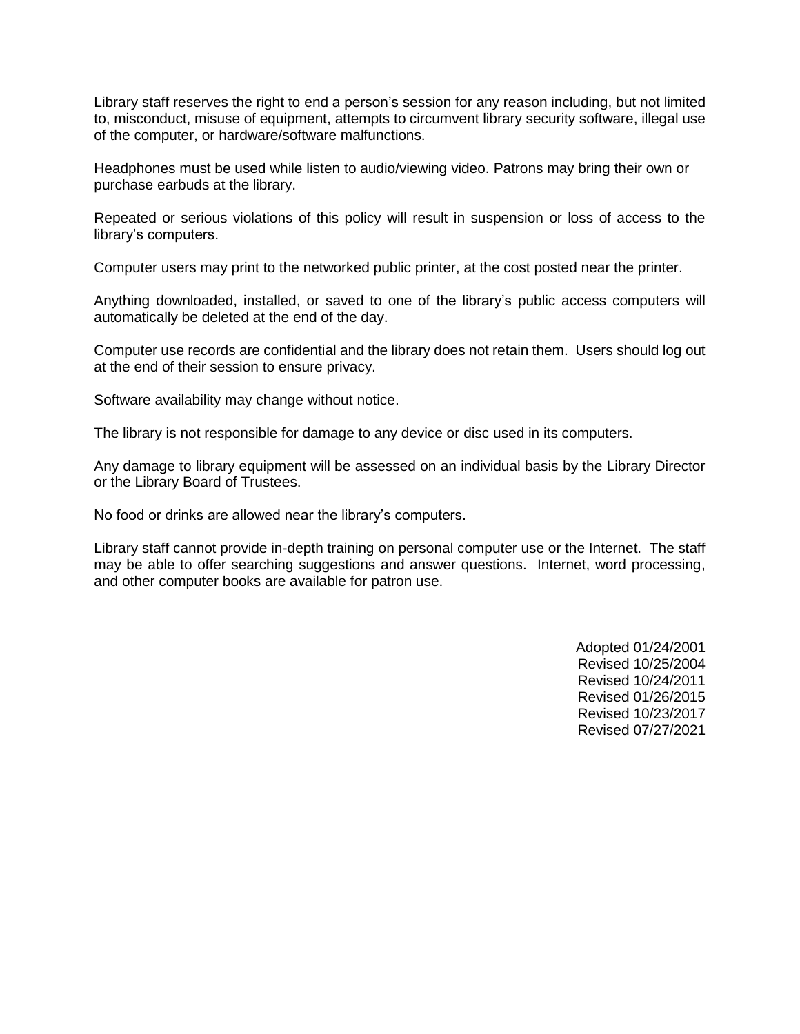Library staff reserves the right to end a person's session for any reason including, but not limited to, misconduct, misuse of equipment, attempts to circumvent library security software, illegal use of the computer, or hardware/software malfunctions.

Headphones must be used while listen to audio/viewing video. Patrons may bring their own or purchase earbuds at the library.

Repeated or serious violations of this policy will result in suspension or loss of access to the library's computers.

Computer users may print to the networked public printer, at the cost posted near the printer.

Anything downloaded, installed, or saved to one of the library's public access computers will automatically be deleted at the end of the day.

Computer use records are confidential and the library does not retain them. Users should log out at the end of their session to ensure privacy.

Software availability may change without notice.

The library is not responsible for damage to any device or disc used in its computers.

Any damage to library equipment will be assessed on an individual basis by the Library Director or the Library Board of Trustees.

No food or drinks are allowed near the library's computers.

Library staff cannot provide in-depth training on personal computer use or the Internet. The staff may be able to offer searching suggestions and answer questions. Internet, word processing, and other computer books are available for patron use.

Adopted 01/24/2001
Revised 10/25/2004
Revised 10/24/2011
Revised 01/26/2015
Revised 10/23/2017
Revised 07/27/2021